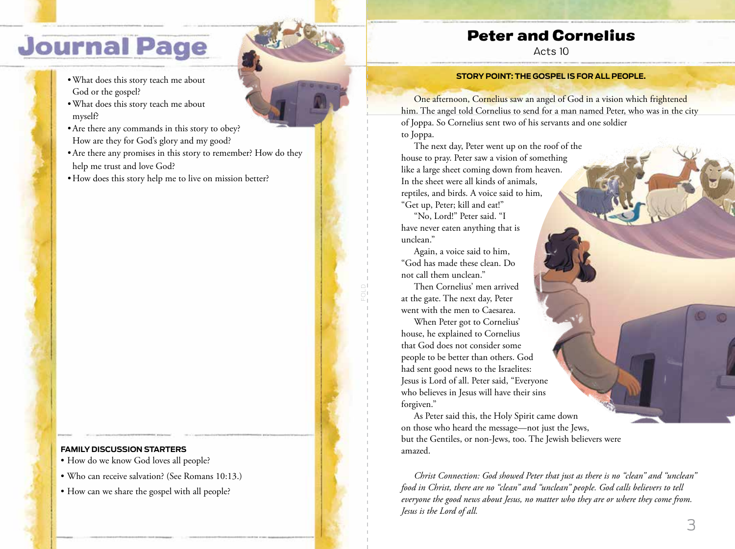# Journal Page

- What does this story teach me about God or the gospel?
- What does this story teach me about myself?
- Are there any commands in this story to obey? How are they for God's glory and my good?
- Are there any promises in this story to remember? How do they help me trust and love God?
- How does this story help me to live on mission better?

**FAMILY DISCUSSION STARTERS**

- How do we know God loves all people?
- Who can receive salvation? (See Romans 10:13.)
- How can we share the gospel with all people?

# Peter and Cornelius

Acts 10

**STORY POINT: THE GOSPEL IS FOR ALL PEOPLE.**

One afternoon, Cornelius saw an angel of God in a vision which frightened him. The angel told Cornelius to send for a man named Peter, who was in the city of Joppa. So Cornelius sent two of his servants and one soldier to Joppa.

The next day, Peter went up on the roof of the house to pray. Peter saw a vision of something like a large sheet coming down from heaven. In the sheet were all kinds of animals, reptiles, and birds. A voice said to him, "Get up, Peter; kill and eat!"

"No, Lord!" Peter said. "I have never eaten anything that is unclean."

Again, a voice said to him, "God has made these clean. Do not call them unclean."

Then Cornelius' men arrived at the gate. The next day, Peter went with the men to Caesarea.

When Peter got to Cornelius' house, he explained to Cornelius that God does not consider some people to be better than others. God had sent good news to the Israelites: Jesus is Lord of all. Peter said, "Everyone who believes in Jesus will have their sins forgiven."

As Peter said this, the Holy Spirit came down on those who heard the message—not just the Jews, but the Gentiles, or non-Jews, too. The Jewish believers were amazed.

*Christ Connection: God showed Peter that just as there is no "clean" and "unclean" food in Christ, there are no "clean" and "unclean" people. God calls believers to tell everyone the good news about Jesus, no matter who they are or where they come from. Jesus is the Lord of all.*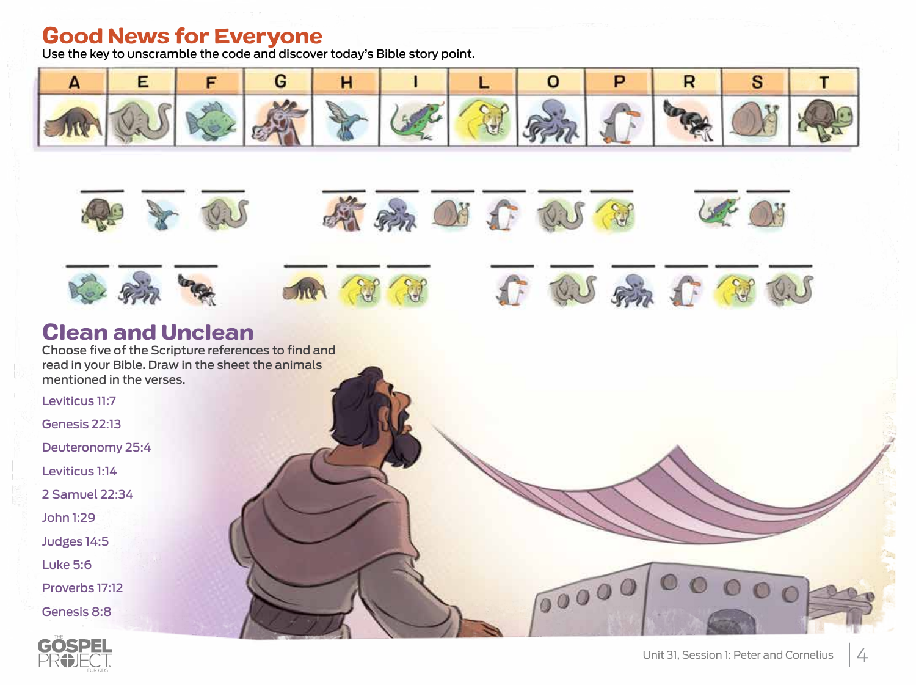## Good News for Everyone

Use the key to unscramble the code and discover today's Bible story point.

| A | E | F | G | H | I | L | O | P | R | S | T |
|---|---|---|---|---|---|---|---|---|---|---|---|
| | | | | | | | | | | | |

___ ___ ___   ___ ___ ___ ___ ___ ___   ___ ___

___ ___ ___   ___ ___ ___   ___ ___ ___ ___ ___ ___

## Clean and Unclean

Choose five of the Scripture references to find and read in your Bible. Draw in the sheet the animals mentioned in the verses.

Leviticus 11:7

Genesis 22:13

Deuteronomy 25:4

Leviticus 1:14

2 Samuel 22:34

John 1:29

Judges 14:5

Luke 5:6

Proverbs 17:12

Genesis 8:8

Unit 31, Session 1: Peter and Cornelius